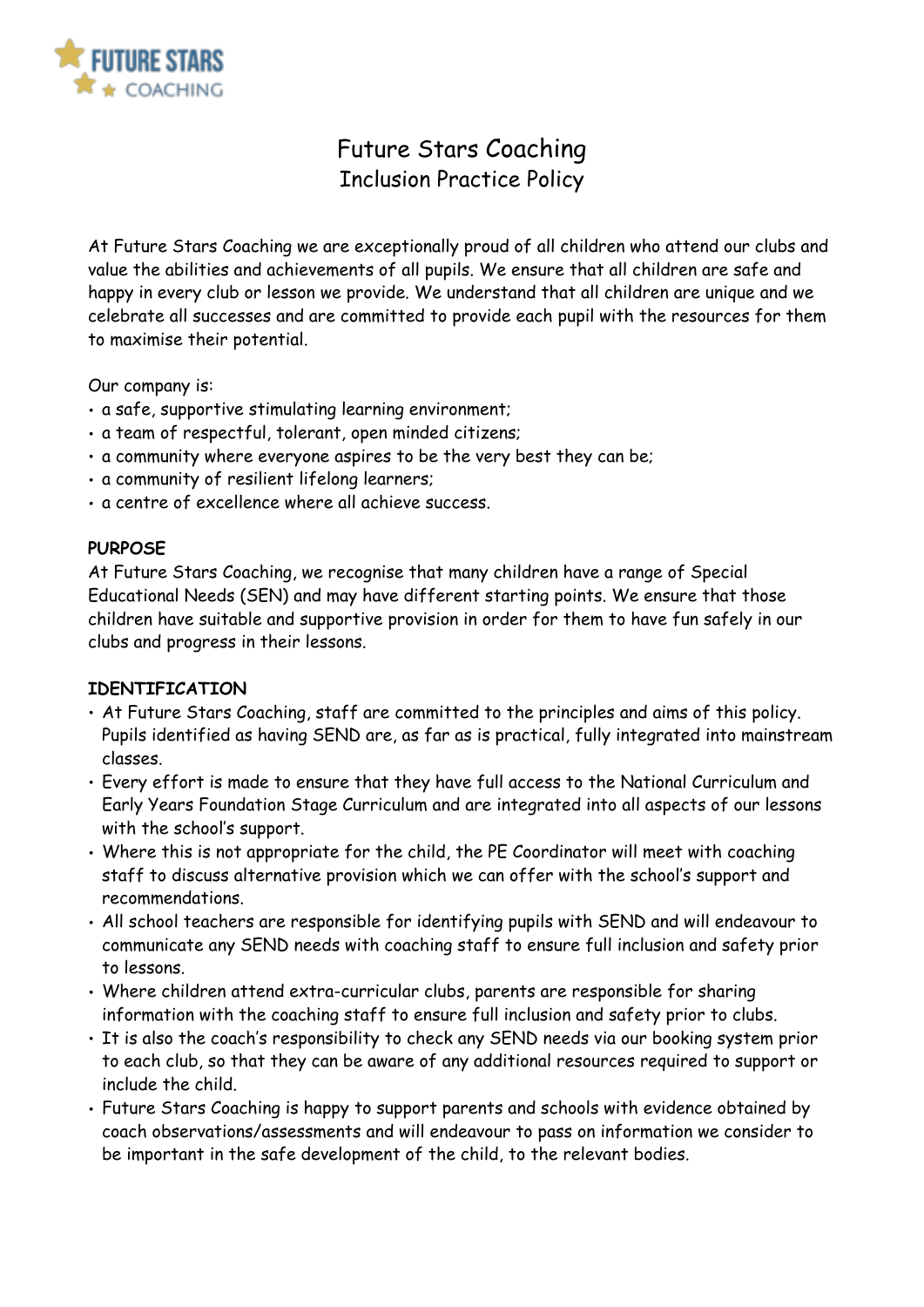# Future Stars Coaching
## Inclusion Practice Policy

At Future Stars Coaching we are exceptionally proud of all children who attend our clubs and value the abilities and achievements of all pupils. We ensure that all children are safe and happy in every club or lesson we provide. We understand that all children are unique and we celebrate all successes and are committed to provide each pupil with the resources for them to maximise their potential.

Our company is:

- a safe, supportive stimulating learning environment;
- a team of respectful, tolerant, open minded citizens;
- a community where everyone aspires to be the very best they can be;
- a community of resilient lifelong learners;
- a centre of excellence where all achieve success.

**PURPOSE**

At Future Stars Coaching, we recognise that many children have a range of Special Educational Needs (SEN) and may have different starting points. We ensure that those children have suitable and supportive provision in order for them to have fun safely in our clubs and progress in their lessons.

**IDENTIFICATION**

- At Future Stars Coaching, staff are committed to the principles and aims of this policy. Pupils identified as having SEND are, as far as is practical, fully integrated into mainstream classes.
- Every effort is made to ensure that they have full access to the National Curriculum and Early Years Foundation Stage Curriculum and are integrated into all aspects of our lessons with the school's support.
- Where this is not appropriate for the child, the PE Coordinator will meet with coaching staff to discuss alternative provision which we can offer with the school's support and recommendations.
- All school teachers are responsible for identifying pupils with SEND and will endeavour to communicate any SEND needs with coaching staff to ensure full inclusion and safety prior to lessons.
- Where children attend extra-curricular clubs, parents are responsible for sharing information with the coaching staff to ensure full inclusion and safety prior to clubs.
- It is also the coach's responsibility to check any SEND needs via our booking system prior to each club, so that they can be aware of any additional resources required to support or include the child.
- Future Stars Coaching is happy to support parents and schools with evidence obtained by coach observations/assessments and will endeavour to pass on information we consider to be important in the safe development of the child, to the relevant bodies.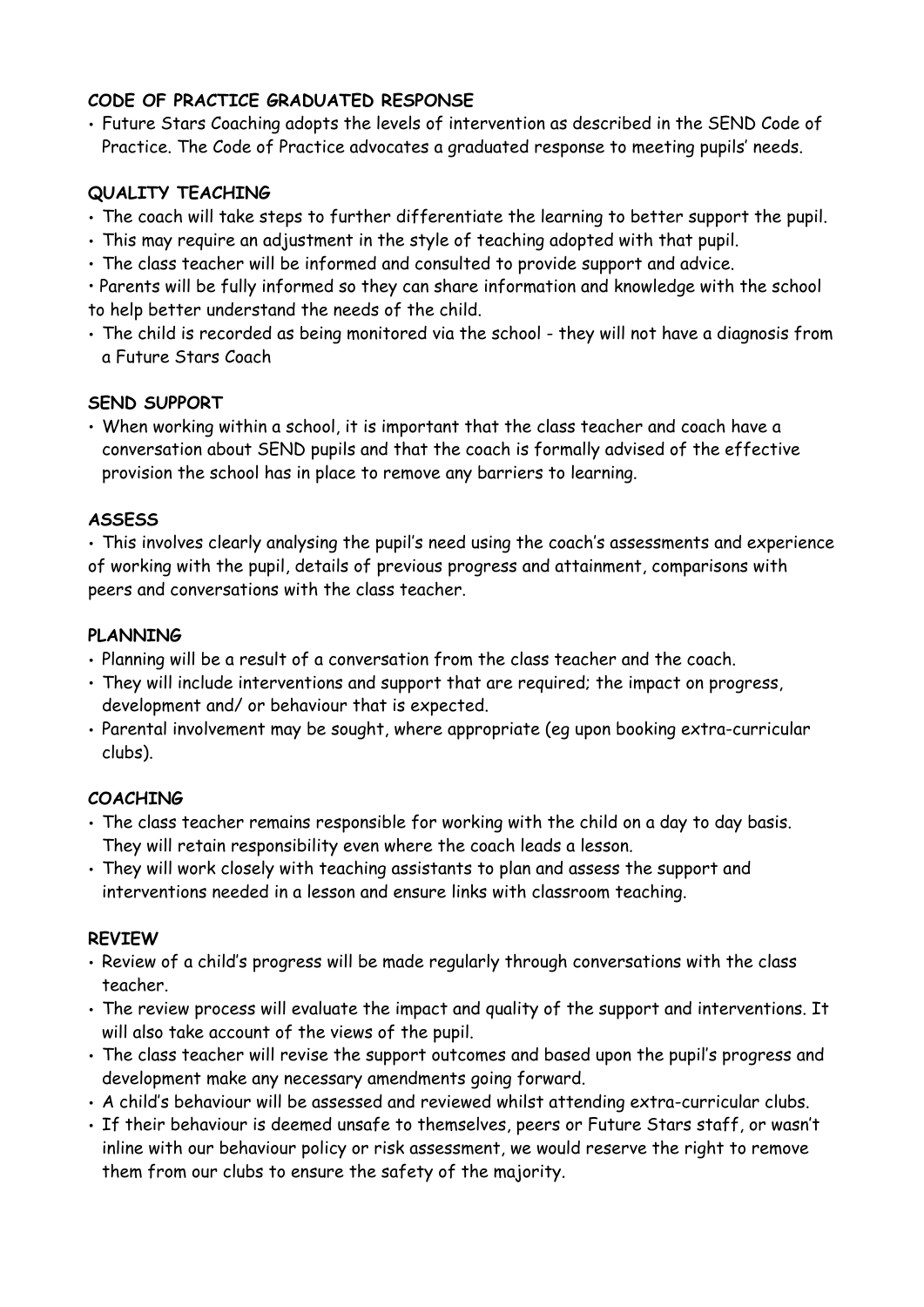**CODE OF PRACTICE GRADUATED RESPONSE**

- Future Stars Coaching adopts the levels of intervention as described in the SEND Code of Practice. The Code of Practice advocates a graduated response to meeting pupils' needs.

**QUALITY TEACHING**

- The coach will take steps to further differentiate the learning to better support the pupil.
- This may require an adjustment in the style of teaching adopted with that pupil.
- The class teacher will be informed and consulted to provide support and advice.
- Parents will be fully informed so they can share information and knowledge with the school to help better understand the needs of the child.
- The child is recorded as being monitored via the school - they will not have a diagnosis from a Future Stars Coach

**SEND SUPPORT**

- When working within a school, it is important that the class teacher and coach have a conversation about SEND pupils and that the coach is formally advised of the effective provision the school has in place to remove any barriers to learning.

**ASSESS**

- This involves clearly analysing the pupil's need using the coach's assessments and experience of working with the pupil, details of previous progress and attainment, comparisons with peers and conversations with the class teacher.

**PLANNING**

- Planning will be a result of a conversation from the class teacher and the coach.
- They will include interventions and support that are required; the impact on progress, development and/ or behaviour that is expected.
- Parental involvement may be sought, where appropriate (eg upon booking extra-curricular clubs).

**COACHING**

- The class teacher remains responsible for working with the child on a day to day basis. They will retain responsibility even where the coach leads a lesson.
- They will work closely with teaching assistants to plan and assess the support and interventions needed in a lesson and ensure links with classroom teaching.

**REVIEW**

- Review of a child's progress will be made regularly through conversations with the class teacher.
- The review process will evaluate the impact and quality of the support and interventions. It will also take account of the views of the pupil.
- The class teacher will revise the support outcomes and based upon the pupil's progress and development make any necessary amendments going forward.
- A child's behaviour will be assessed and reviewed whilst attending extra-curricular clubs.
- If their behaviour is deemed unsafe to themselves, peers or Future Stars staff, or wasn't inline with our behaviour policy or risk assessment, we would reserve the right to remove them from our clubs to ensure the safety of the majority.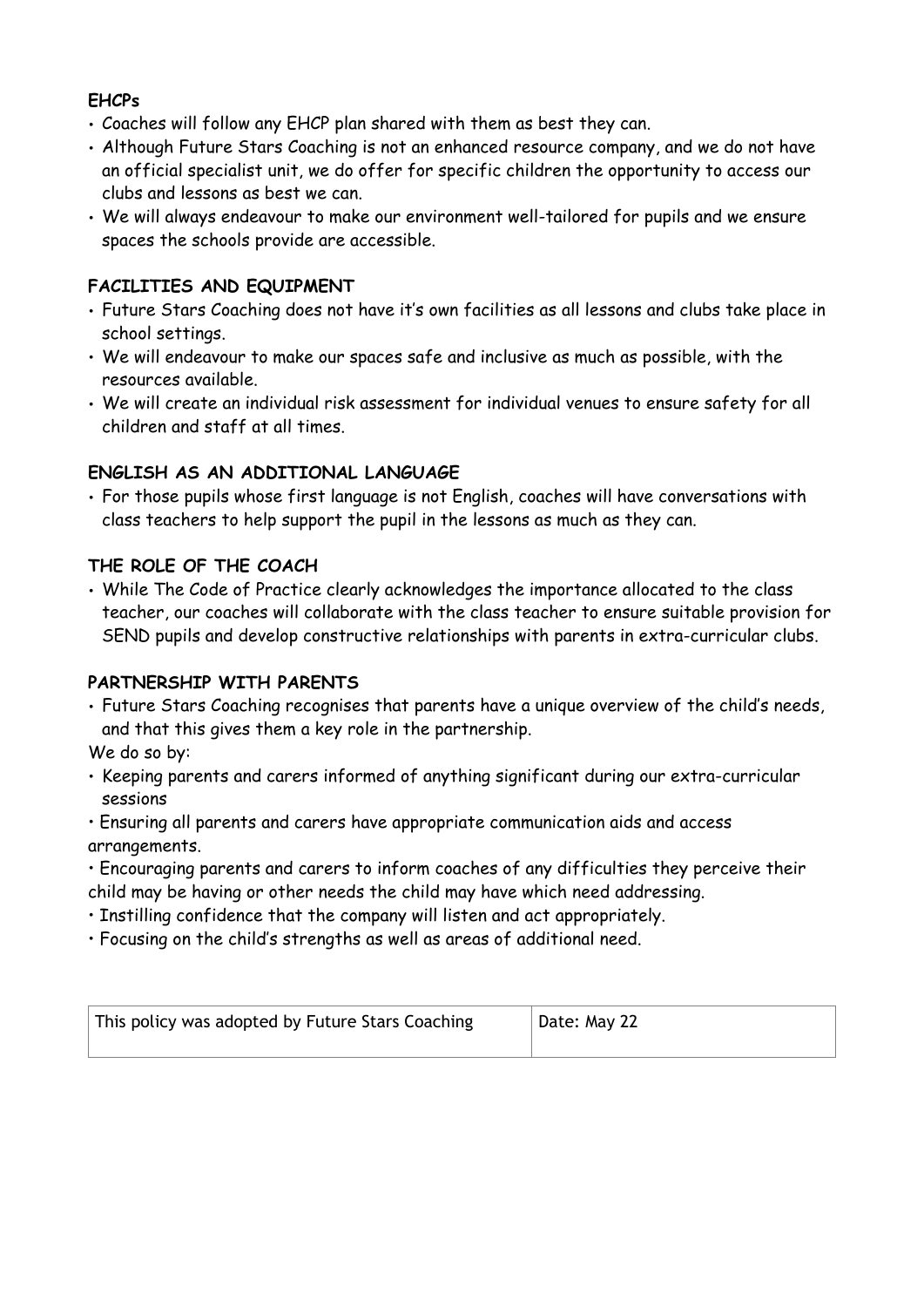### EHCPs

- Coaches will follow any EHCP plan shared with them as best they can.
- Although Future Stars Coaching is not an enhanced resource company, and we do not have an official specialist unit, we do offer for specific children the opportunity to access our clubs and lessons as best we can.
- We will always endeavour to make our environment well-tailored for pupils and we ensure spaces the schools provide are accessible.

### FACILITIES AND EQUIPMENT

- Future Stars Coaching does not have it's own facilities as all lessons and clubs take place in school settings.
- We will endeavour to make our spaces safe and inclusive as much as possible, with the resources available.
- We will create an individual risk assessment for individual venues to ensure safety for all children and staff at all times.

### ENGLISH AS AN ADDITIONAL LANGUAGE

- For those pupils whose first language is not English, coaches will have conversations with class teachers to help support the pupil in the lessons as much as they can.

### THE ROLE OF THE COACH

- While The Code of Practice clearly acknowledges the importance allocated to the class teacher, our coaches will collaborate with the class teacher to ensure suitable provision for SEND pupils and develop constructive relationships with parents in extra-curricular clubs.

### PARTNERSHIP WITH PARENTS

- Future Stars Coaching recognises that parents have a unique overview of the child's needs, and that this gives them a key role in the partnership.

We do so by:

- Keeping parents and carers informed of anything significant during our extra-curricular sessions
- Ensuring all parents and carers have appropriate communication aids and access arrangements.
- Encouraging parents and carers to inform coaches of any difficulties they perceive their child may be having or other needs the child may have which need addressing.
- Instilling confidence that the company will listen and act appropriately.
- Focusing on the child's strengths as well as areas of additional need.

| | |
|---|---|
| This policy was adopted by Future Stars Coaching | Date: May 22 |